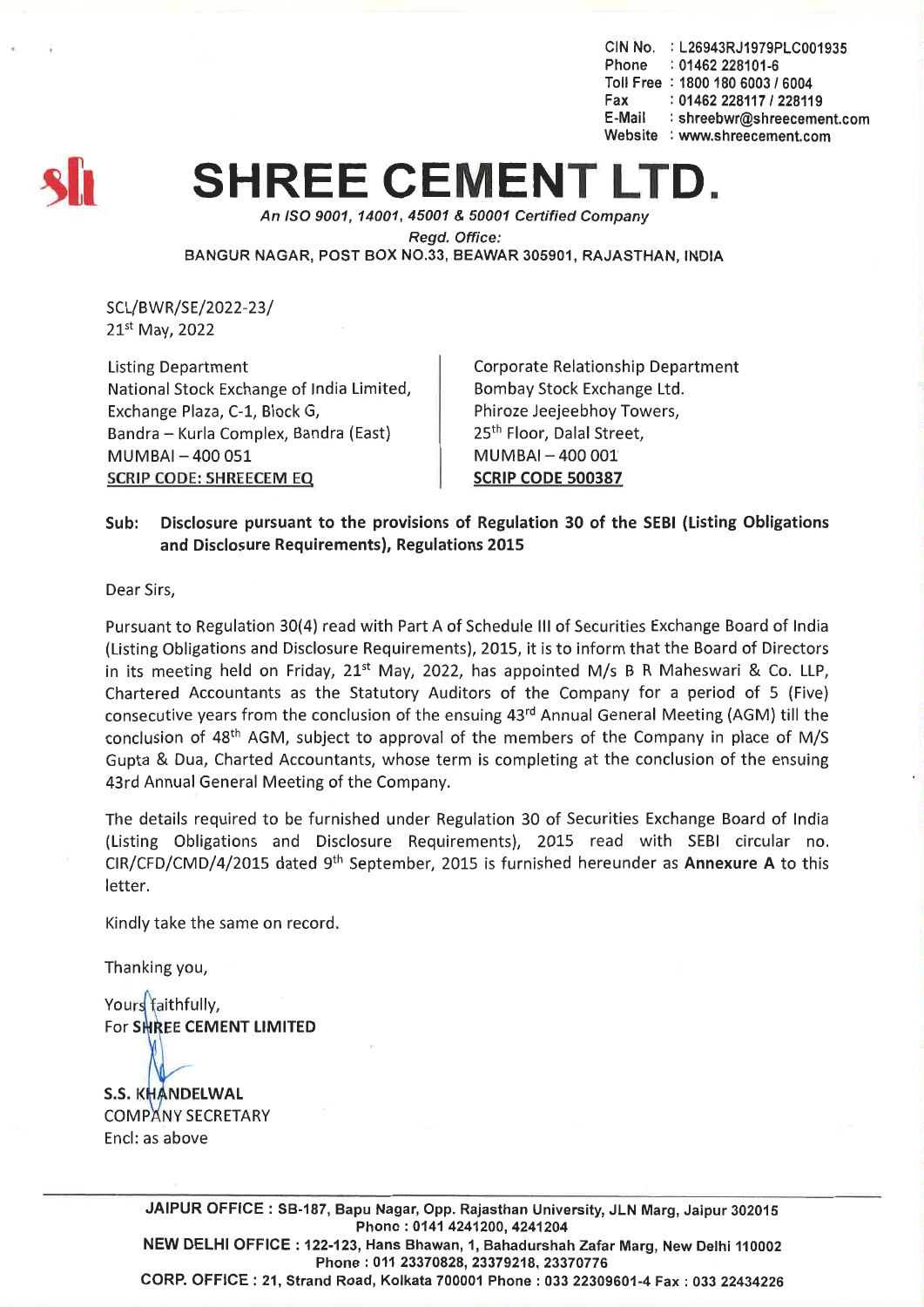CIN No. : L26943RJ1979PLC001935
Phone : 01462 228101-6
Toll Free : 1800 180 6003 / 6004
Fax : 01462 228117 / 228119
E-Mail : shreebwr@shreecement.com
Website : www.shreecement.com

# SHREE CEMENT LTD.

*An ISO 9001, 14001, 45001 & 50001 Certified Company*

*Regd. Office:*
BANGUR NAGAR, POST BOX NO.33, BEAWAR 305901, RAJASTHAN, INDIA

SCL/BWR/SE/2022-23/
21st May, 2022

Listing Department
National Stock Exchange of India Limited,
Exchange Plaza, C-1, Block G,
Bandra – Kurla Complex, Bandra (East)
MUMBAI – 400 051
SCRIP CODE: SHREECEM EQ

Corporate Relationship Department
Bombay Stock Exchange Ltd.
Phiroze Jeejeebhoy Towers,
25th Floor, Dalal Street,
MUMBAI – 400 001
**SCRIP CODE 500387**

**Sub: Disclosure pursuant to the provisions of Regulation 30 of the SEBI (Listing Obligations and Disclosure Requirements), Regulations 2015**

Dear Sirs,

Pursuant to Regulation 30(4) read with Part A of Schedule III of Securities Exchange Board of India (Listing Obligations and Disclosure Requirements), 2015, it is to inform that the Board of Directors in its meeting held on Friday, 21st May, 2022, has appointed M/s B R Maheswari & Co. LLP, Chartered Accountants as the Statutory Auditors of the Company for a period of 5 (Five) consecutive years from the conclusion of the ensuing 43rd Annual General Meeting (AGM) till the conclusion of 48th AGM, subject to approval of the members of the Company in place of M/S Gupta & Dua, Charted Accountants, whose term is completing at the conclusion of the ensuing 43rd Annual General Meeting of the Company.

The details required to be furnished under Regulation 30 of Securities Exchange Board of India (Listing Obligations and Disclosure Requirements), 2015 read with SEBI circular no. CIR/CFD/CMD/4/2015 dated 9th September, 2015 is furnished hereunder as **Annexure A** to this letter.

Kindly take the same on record.

Thanking you,

Yours faithfully,
For **SHREE CEMENT LIMITED**

**S.S. KHANDELWAL**
COMPANY SECRETARY
Encl: as above

---

**JAIPUR OFFICE : SB-187, Bapu Nagar, Opp. Rajasthan University, JLN Marg, Jaipur 302015**
**Phone : 0141 4241200, 4241204**
**NEW DELHI OFFICE : 122-123, Hans Bhawan, 1, Bahadurshah Zafar Marg, New Delhi 110002**
**Phone : 011 23370828, 23379218, 23370776**
**CORP. OFFICE : 21, Strand Road, Kolkata 700001 Phone : 033 22309601-4 Fax : 033 22434226**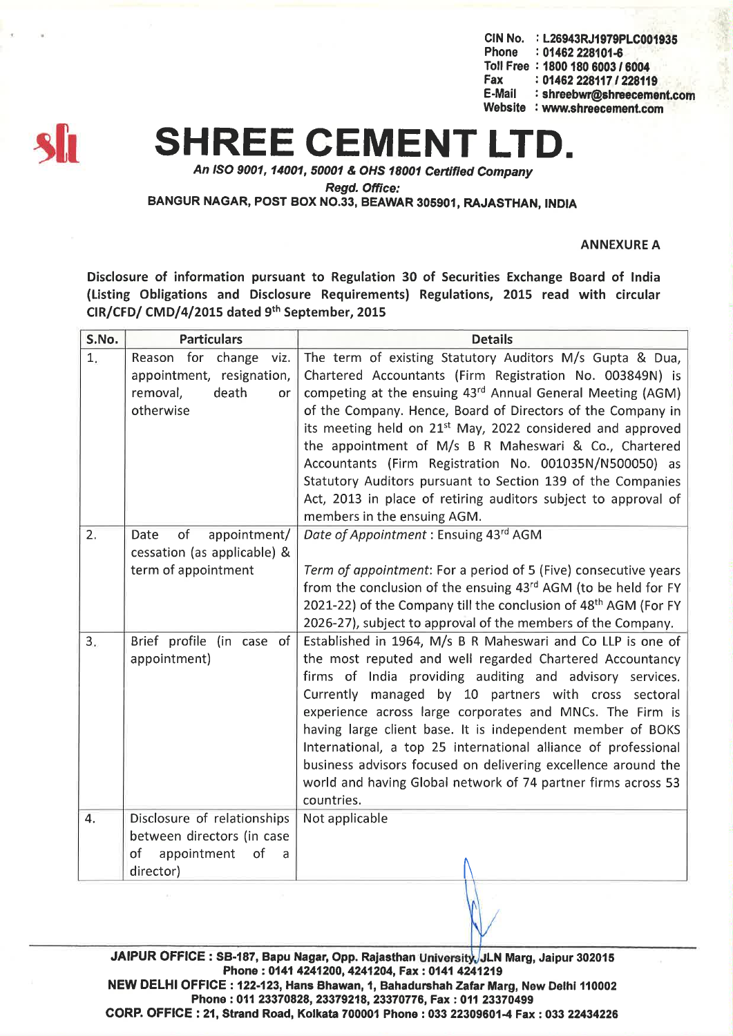CIN No. : L26943RJ1979PLC001935
Phone : 01462 228101-6
Toll Free : 1800 180 6003 / 6004
Fax : 01462 228117 / 228119
E-Mail : shreebwr@shreecement.com
Website : www.shreecement.com

# SHREE CEMENT LTD.

*An ISO 9001, 14001, 50001 & OHS 18001 Certified Company*

*Regd. Office:*
BANGUR NAGAR, POST BOX NO.33, BEAWAR 305901, RAJASTHAN, INDIA

**ANNEXURE A**

**Disclosure of information pursuant to Regulation 30 of Securities Exchange Board of India (Listing Obligations and Disclosure Requirements) Regulations, 2015 read with circular CIR/CFD/ CMD/4/2015 dated 9th September, 2015**

| S.No. | Particulars | Details |
|---|---|---|
| 1. | Reason for change viz. appointment, resignation, removal, death or otherwise | The term of existing Statutory Auditors M/s Gupta & Dua, Chartered Accountants (Firm Registration No. 003849N) is competing at the ensuing 43rd Annual General Meeting (AGM) of the Company. Hence, Board of Directors of the Company in its meeting held on 21st May, 2022 considered and approved the appointment of M/s B R Maheswari & Co., Chartered Accountants (Firm Registration No. 001035N/N500050) as Statutory Auditors pursuant to Section 139 of the Companies Act, 2013 in place of retiring auditors subject to approval of members in the ensuing AGM. |
| 2. | Date of appointment/ cessation (as applicable) & term of appointment | *Date of Appointment* : Ensuing 43rd AGM<br><br>*Term of appointment*: For a period of 5 (Five) consecutive years from the conclusion of the ensuing 43rd AGM (to be held for FY 2021-22) of the Company till the conclusion of 48th AGM (For FY 2026-27), subject to approval of the members of the Company. |
| 3. | Brief profile (in case of appointment) | Established in 1964, M/s B R Maheswari and Co LLP is one of the most reputed and well regarded Chartered Accountancy firms of India providing auditing and advisory services. Currently managed by 10 partners with cross sectoral experience across large corporates and MNCs. The Firm is having large client base. It is independent member of BOKS International, a top 25 international alliance of professional business advisors focused on delivering excellence around the world and having Global network of 74 partner firms across 53 countries. |
| 4. | Disclosure of relationships between directors (in case of appointment of a director) | Not applicable |

JAIPUR OFFICE : SB-187, Bapu Nagar, Opp. Rajasthan University, JLN Marg, Jaipur 302015
Phone : 0141 4241200, 4241204, Fax : 0141 4241219
NEW DELHI OFFICE : 122-123, Hans Bhawan, 1, Bahadurshah Zafar Marg, New Delhi 110002
Phone : 011 23370828, 23379218, 23370776, Fax : 011 23370499
CORP. OFFICE : 21, Strand Road, Kolkata 700001 Phone : 033 22309601-4 Fax : 033 22434226